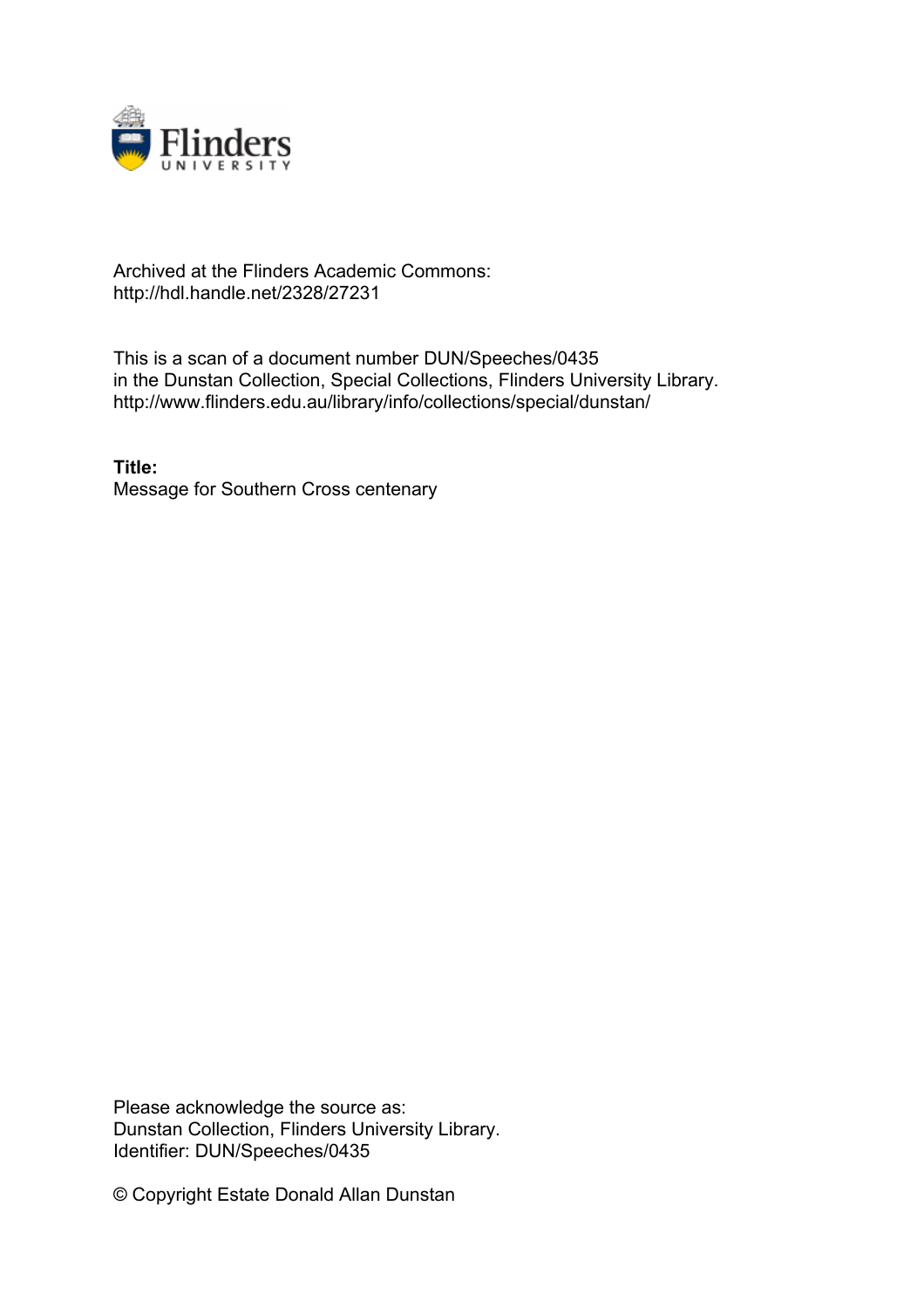Archived at the Flinders Academic Commons:
http://hdl.handle.net/2328/27231

This is a scan of a document number DUN/Speeches/0435
in the Dunstan Collection, Special Collections, Flinders University Library.
http://www.flinders.edu.au/library/info/collections/special/dunstan/

**Title:**
Message for Southern Cross centenary

Please acknowledge the source as:
Dunstan Collection, Flinders University Library.
Identifier: DUN/Speeches/0435

© Copyright Estate Donald Allan Dunstan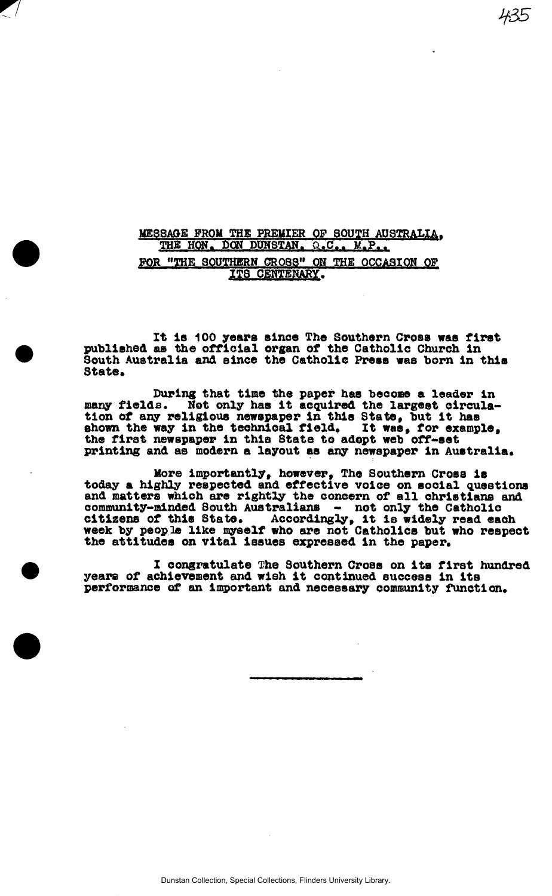**MESSAGE FROM THE PREMIER OF SOUTH AUSTRALIA, THE HON. DON DUNSTAN, Q.C., M.P., FOR "THE SOUTHERN CROSS" ON THE OCCASION OF ITS CENTENARY.**

It is 100 years since The Southern Cross was first published as the official organ of the Catholic Church in South Australia and since the Catholic Press was born in this State.

During that time the paper has become a leader in many fields. Not only has it acquired the largest circulation of any religious newspaper in this State, but it has shown the way in the technical field. It was, for example, the first newspaper in this State to adopt web off-set printing and as modern a layout as any newspaper in Australia.

More importantly, however, The Southern Cross is today a highly respected and effective voice on social questions and matters which are rightly the concern of all christians and community-minded South Australians - not only the Catholic citizens of this State. Accordingly, it is widely read each week by people like myself who are not Catholics but who respect the attitudes on vital issues expressed in the paper.

I congratulate The Southern Cross on its first hundred years of achievement and wish it continued success in its performance of an important and necessary community function.